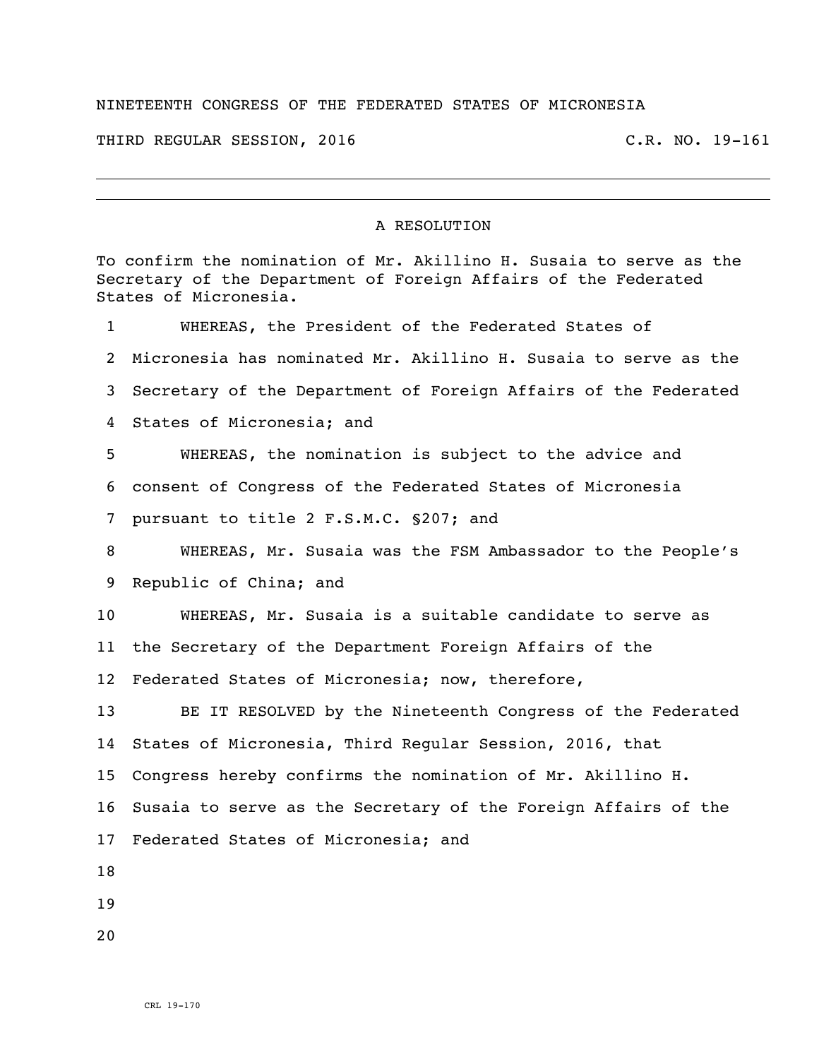NINETEENTH CONGRESS OF THE FEDERATED STATES OF MICRONESIA

THIRD REGULAR SESSION, 2016 C.R. NO. 19-161

---

A RESOLUTION

To confirm the nomination of Mr. Akillino H. Susaia to serve as the Secretary of the Department of Foreign Affairs of the Federated States of Micronesia.

1 WHEREAS, the President of the Federated States of
2 Micronesia has nominated Mr. Akillino H. Susaia to serve as the
3 Secretary of the Department of Foreign Affairs of the Federated
4 States of Micronesia; and
5 WHEREAS, the nomination is subject to the advice and
6 consent of Congress of the Federated States of Micronesia
7 pursuant to title 2 F.S.M.C. §207; and
8 WHEREAS, Mr. Susaia was the FSM Ambassador to the People's
9 Republic of China; and
10 WHEREAS, Mr. Susaia is a suitable candidate to serve as
11 the Secretary of the Department Foreign Affairs of the
12 Federated States of Micronesia; now, therefore,
13 BE IT RESOLVED by the Nineteenth Congress of the Federated
14 States of Micronesia, Third Regular Session, 2016, that
15 Congress hereby confirms the nomination of Mr. Akillino H.
16 Susaia to serve as the Secretary of the Foreign Affairs of the
17 Federated States of Micronesia; and
18
19
20

CRL 19-170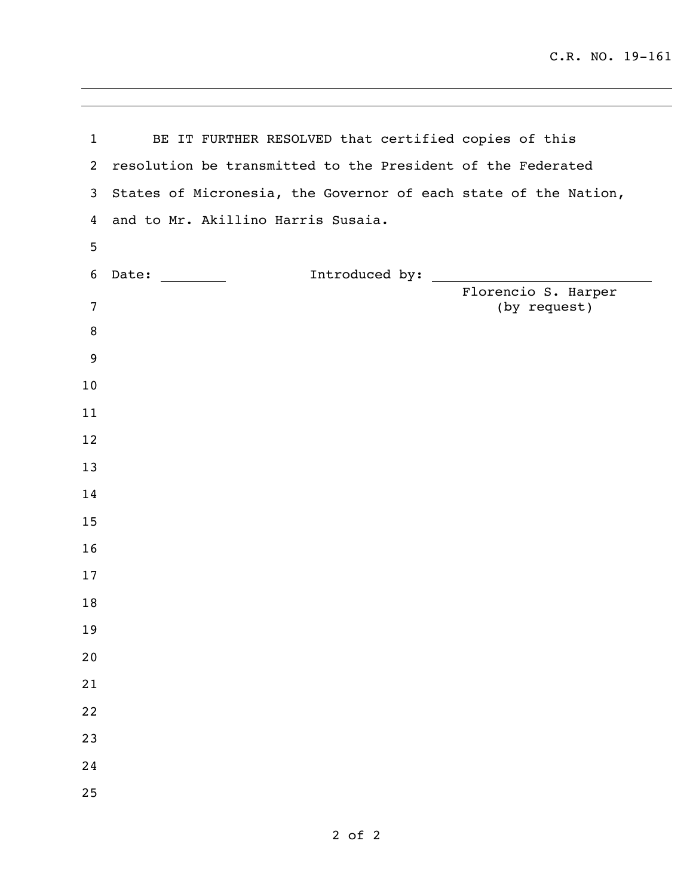BE IT FURTHER RESOLVED that certified copies of this resolution be transmitted to the President of the Federated States of Micronesia, the Governor of each state of the Nation, and to Mr. Akillino Harris Susaia.

Date: ________ Introduced by: ____________________

Florencio S. Harper
(by request)